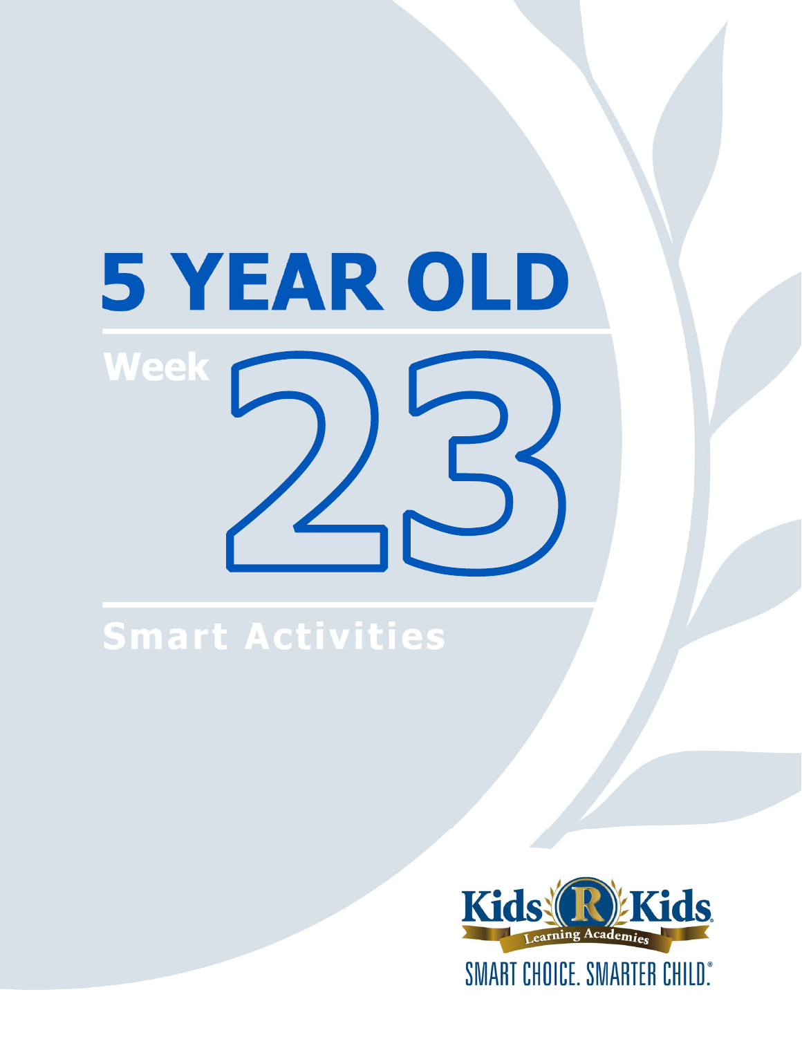# 5 YEAR OLD

## Week 23

## Smart Activities

Kids 'R' Kids Learning Academies

SMART CHOICE. SMARTER CHILD.®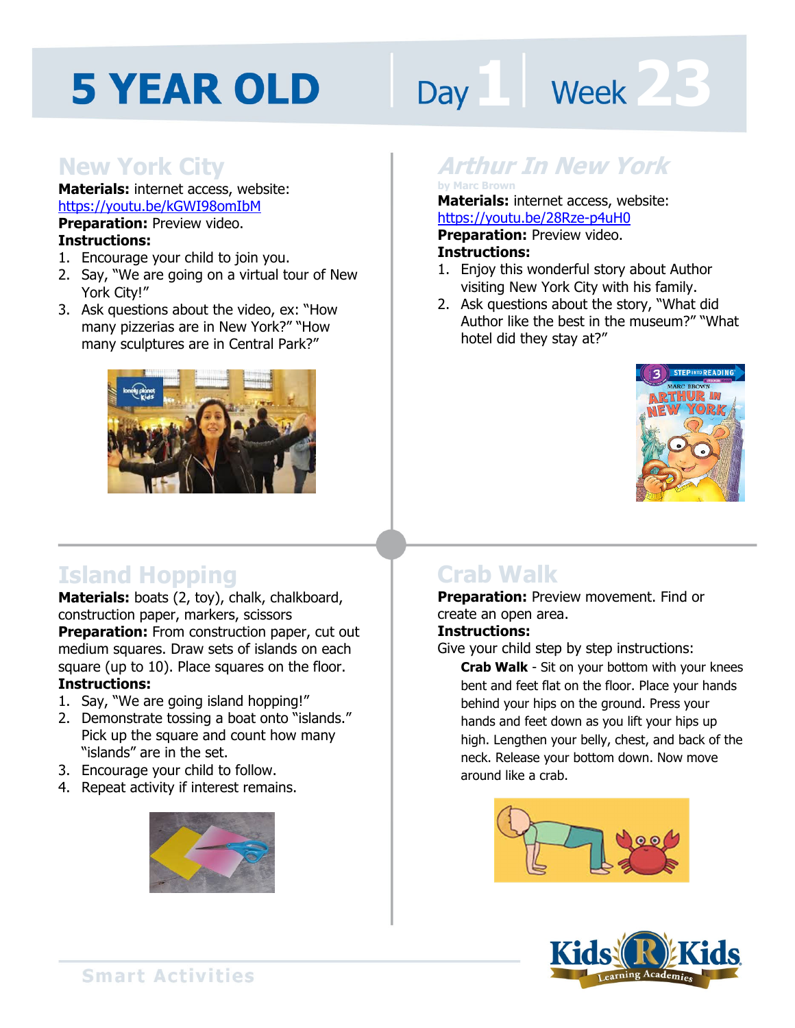# 5 YEAR OLD

Day 1 | Week 23

## New York City

**Materials:** internet access, website: https://youtu.be/kGWI98omIbM

**Preparation:** Preview video.

**Instructions:**

1. Encourage your child to join you.
2. Say, "We are going on a virtual tour of New York City!"
3. Ask questions about the video, ex: "How many pizzerias are in New York?" "How many sculptures are in Central Park?"

## *Arthur In New York*

by Marc Brown

**Materials:** internet access, website: https://youtu.be/28Rze-p4uH0

**Preparation:** Preview video.

**Instructions:**

1. Enjoy this wonderful story about Author visiting New York City with his family.
2. Ask questions about the story, "What did Author like the best in the museum?" "What hotel did they stay at?"

## Island Hopping

**Materials:** boats (2, toy), chalk, chalkboard, construction paper, markers, scissors

**Preparation:** From construction paper, cut out medium squares. Draw sets of islands on each square (up to 10). Place squares on the floor.

**Instructions:**

1. Say, "We are going island hopping!"
2. Demonstrate tossing a boat onto "islands." Pick up the square and count how many "islands" are in the set.
3. Encourage your child to follow.
4. Repeat activity if interest remains.

## Crab Walk

**Preparation:** Preview movement. Find or create an open area.

**Instructions:**

Give your child step by step instructions:

**Crab Walk** - Sit on your bottom with your knees bent and feet flat on the floor. Place your hands behind your hips on the ground. Press your hands and feet down as you lift your hips up high. Lengthen your belly, chest, and back of the neck. Release your bottom down. Now move around like a crab.

Smart Activities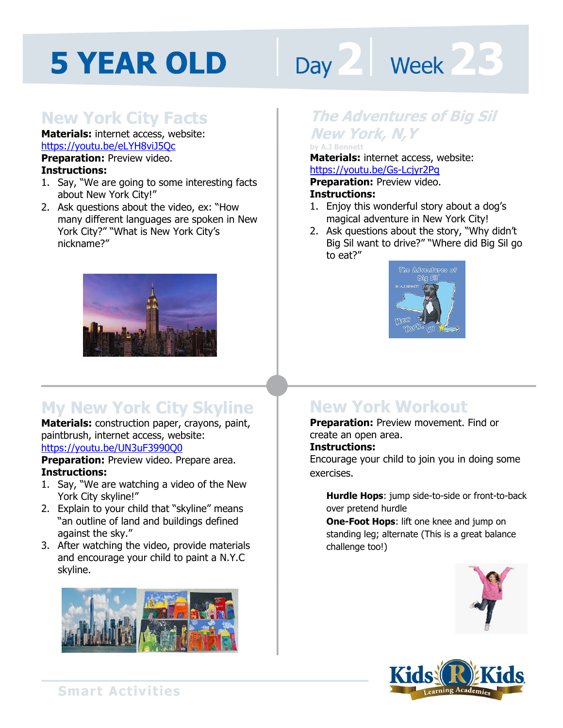# 5 YEAR OLD

Day 2 | Week 23

## New York City Facts

**Materials:** internet access, website: https://youtu.be/eLYH8viJ5Qc

**Preparation:** Preview video.

**Instructions:**

1. Say, "We are going to some interesting facts about New York City!"
2. Ask questions about the video, ex: "How many different languages are spoken in New York City?" "What is New York City's nickname?"

## *The Adventures of Big Sil New York, N,Y*

by A.J Bennett

**Materials:** internet access, website: https://youtu.be/Gs-Lcjyr2Pq

**Preparation:** Preview video.

**Instructions:**

1. Enjoy this wonderful story about a dog's magical adventure in New York City!
2. Ask questions about the story, "Why didn't Big Sil want to drive?" "Where did Big Sil go to eat?"

## My New York City Skyline

**Materials:** construction paper, crayons, paint, paintbrush, internet access, website: https://youtu.be/UN3uF3990Q0

**Preparation:** Preview video. Prepare area.

**Instructions:**

1. Say, "We are watching a video of the New York City skyline!"
2. Explain to your child that "skyline" means "an outline of land and buildings defined against the sky."
3. After watching the video, provide materials and encourage your child to paint a N.Y.C skyline.

## New York Workout

**Preparation:** Preview movement. Find or create an open area.

**Instructions:**

Encourage your child to join you in doing some exercises.

**Hurdle Hops**: jump side-to-side or front-to-back over pretend hurdle

**One-Foot Hops**: lift one knee and jump on standing leg; alternate (This is a great balance challenge too!)

Smart Activities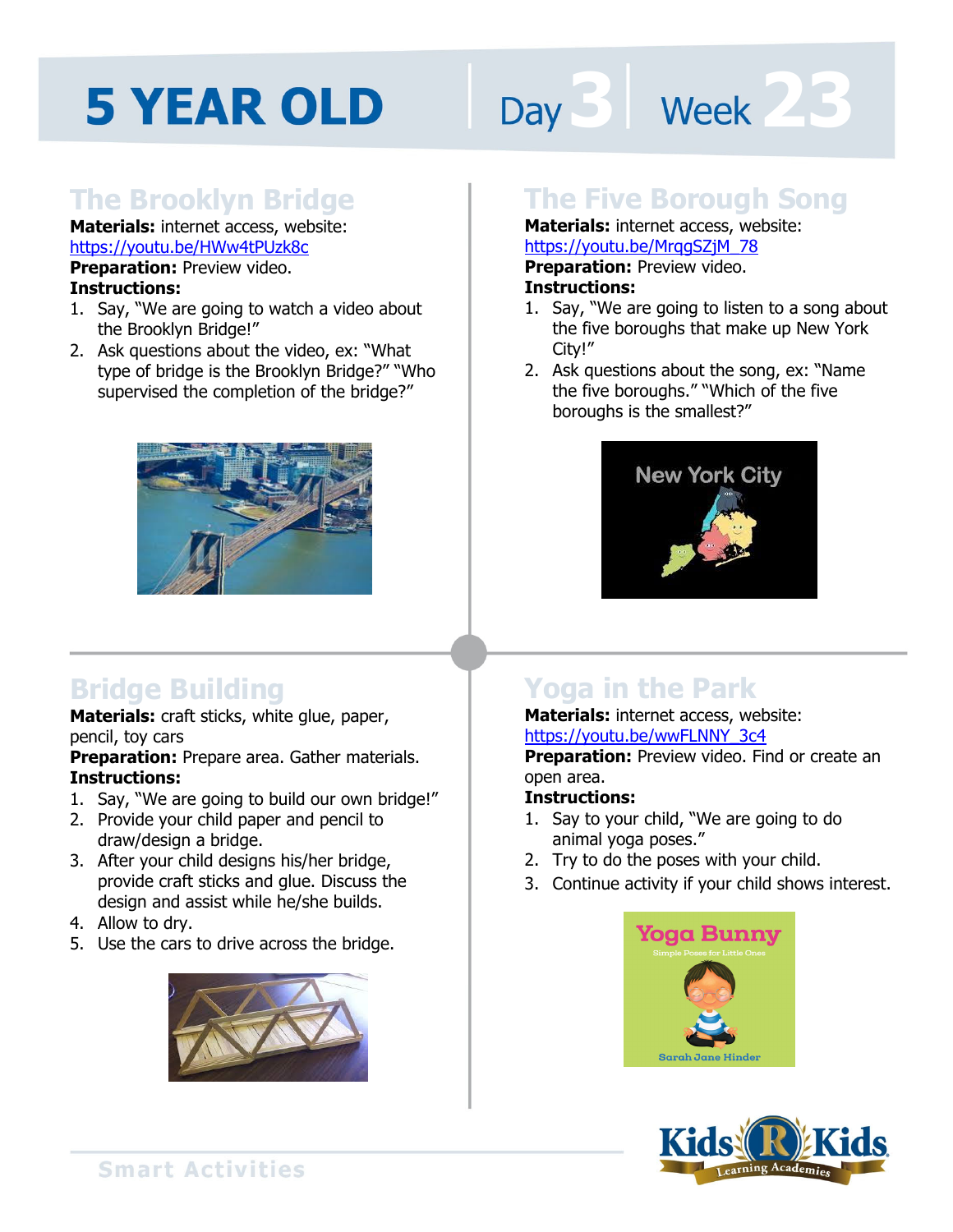# 5 YEAR OLD

Day 3 | Week 23

## The Brooklyn Bridge

**Materials:** internet access, website: https://youtu.be/HWw4tPUzk8c

**Preparation:** Preview video.

**Instructions:**

1. Say, "We are going to watch a video about the Brooklyn Bridge!"
2. Ask questions about the video, ex: "What type of bridge is the Brooklyn Bridge?" "Who supervised the completion of the bridge?"

## The Five Borough Song

**Materials:** internet access, website: https://youtu.be/MrqgSZjM_78

**Preparation:** Preview video.

**Instructions:**

1. Say, "We are going to listen to a song about the five boroughs that make up New York City!"
2. Ask questions about the song, ex: "Name the five boroughs." "Which of the five boroughs is the smallest?"

## Bridge Building

**Materials:** craft sticks, white glue, paper, pencil, toy cars

**Preparation:** Prepare area. Gather materials.

**Instructions:**

1. Say, "We are going to build our own bridge!"
2. Provide your child paper and pencil to draw/design a bridge.
3. After your child designs his/her bridge, provide craft sticks and glue. Discuss the design and assist while he/she builds.
4. Allow to dry.
5. Use the cars to drive across the bridge.

## Yoga in the Park

**Materials:** internet access, website: https://youtu.be/wwFLNNY_3c4

**Preparation:** Preview video. Find or create an open area.

**Instructions:**

1. Say to your child, "We are going to do animal yoga poses."
2. Try to do the poses with your child.
3. Continue activity if your child shows interest.

Smart Activities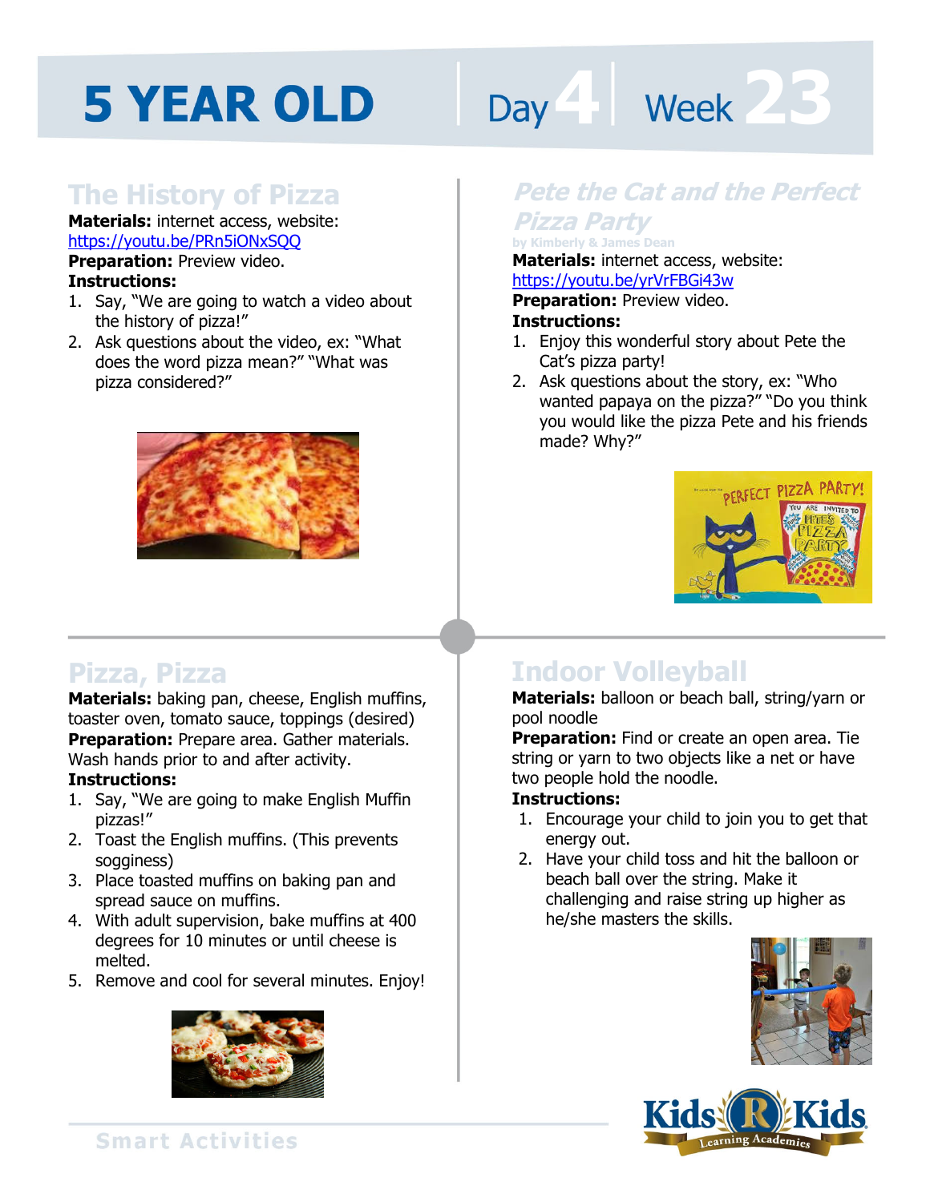# 5 YEAR OLD | Day 4 | Week 23

## The History of Pizza

**Materials:** internet access, website: https://youtu.be/PRn5iONxSQQ
**Preparation:** Preview video.
**Instructions:**

1. Say, "We are going to watch a video about the history of pizza!"
2. Ask questions about the video, ex: "What does the word pizza mean?" "What was pizza considered?"

## *Pete the Cat and the Perfect Pizza Party*

by Kimberly & James Dean

**Materials:** internet access, website: https://youtu.be/yrVrFBGi43w
**Preparation:** Preview video.
**Instructions:**

1. Enjoy this wonderful story about Pete the Cat's pizza party!
2. Ask questions about the story, ex: "Who wanted papaya on the pizza?" "Do you think you would like the pizza Pete and his friends made? Why?"

## Pizza, Pizza

**Materials:** baking pan, cheese, English muffins, toaster oven, tomato sauce, toppings (desired)
**Preparation:** Prepare area. Gather materials. Wash hands prior to and after activity.
**Instructions:**

1. Say, "We are going to make English Muffin pizzas!"
2. Toast the English muffins. (This prevents sogginess)
3. Place toasted muffins on baking pan and spread sauce on muffins.
4. With adult supervision, bake muffins at 400 degrees for 10 minutes or until cheese is melted.
5. Remove and cool for several minutes. Enjoy!

## Indoor Volleyball

**Materials:** balloon or beach ball, string/yarn or pool noodle
**Preparation:** Find or create an open area. Tie string or yarn to two objects like a net or have two people hold the noodle.
**Instructions:**

1. Encourage your child to join you to get that energy out.
2. Have your child toss and hit the balloon or beach ball over the string. Make it challenging and raise string up higher as he/she masters the skills.

Smart Activities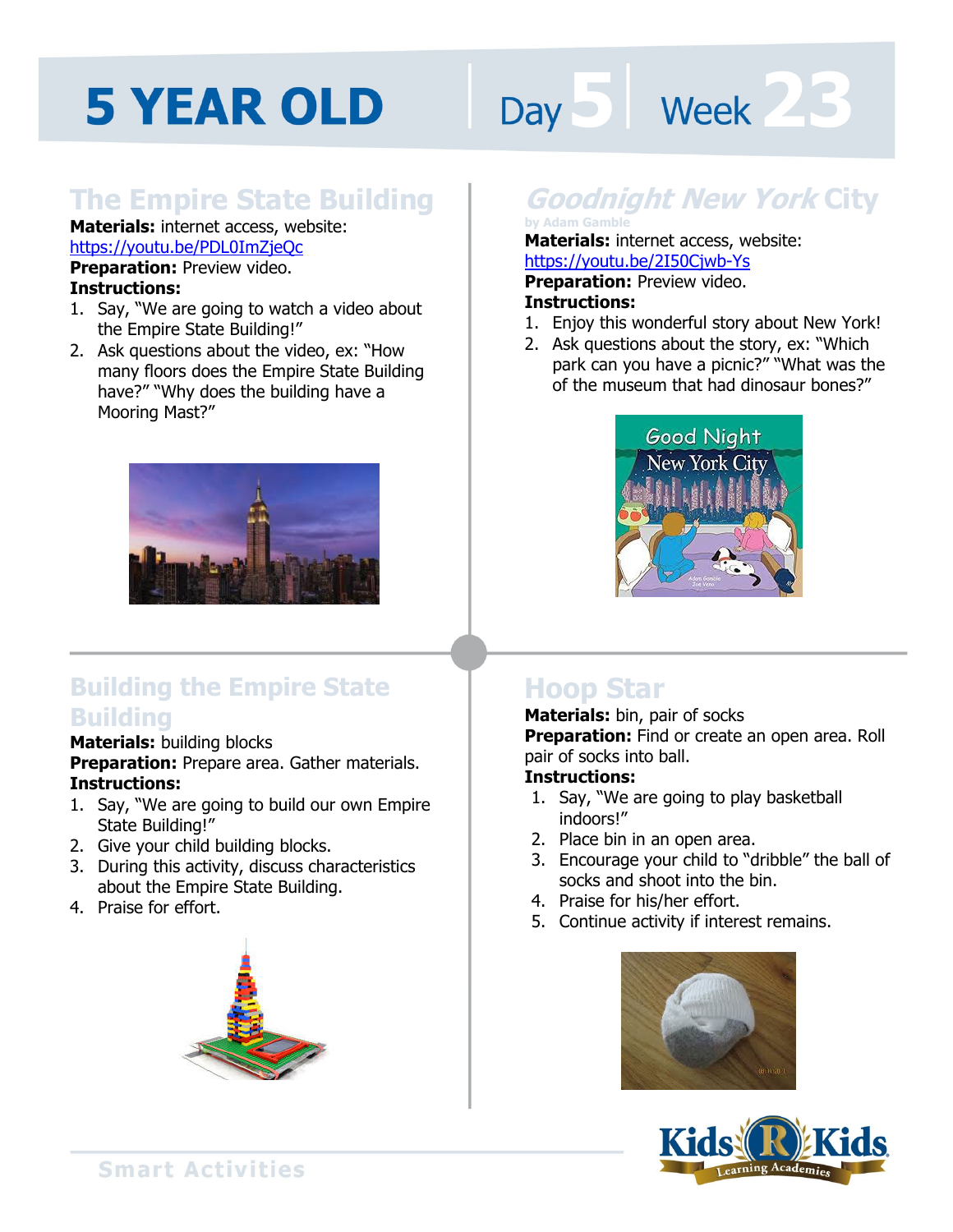# 5 YEAR OLD

Day 5 | Week 23

## The Empire State Building

**Materials:** internet access, website: https://youtu.be/PDL0ImZjeQc

**Preparation:** Preview video.

**Instructions:**

1. Say, "We are going to watch a video about the Empire State Building!"
2. Ask questions about the video, ex: "How many floors does the Empire State Building have?" "Why does the building have a Mooring Mast?"

## *Goodnight New York* City

by Adam Gamble

**Materials:** internet access, website: https://youtu.be/2I50Cjwb-Ys

**Preparation:** Preview video.

**Instructions:**

1. Enjoy this wonderful story about New York!
2. Ask questions about the story, ex: "Which park can you have a picnic?" "What was the of the museum that had dinosaur bones?"

## Building the Empire State Building

**Materials:** building blocks

**Preparation:** Prepare area. Gather materials.

**Instructions:**

1. Say, "We are going to build our own Empire State Building!"
2. Give your child building blocks.
3. During this activity, discuss characteristics about the Empire State Building.
4. Praise for effort.

## Hoop Star

**Materials:** bin, pair of socks

**Preparation:** Find or create an open area. Roll pair of socks into ball.

**Instructions:**

1. Say, "We are going to play basketball indoors!"
2. Place bin in an open area.
3. Encourage your child to "dribble" the ball of socks and shoot into the bin.
4. Praise for his/her effort.
5. Continue activity if interest remains.

Smart Activities